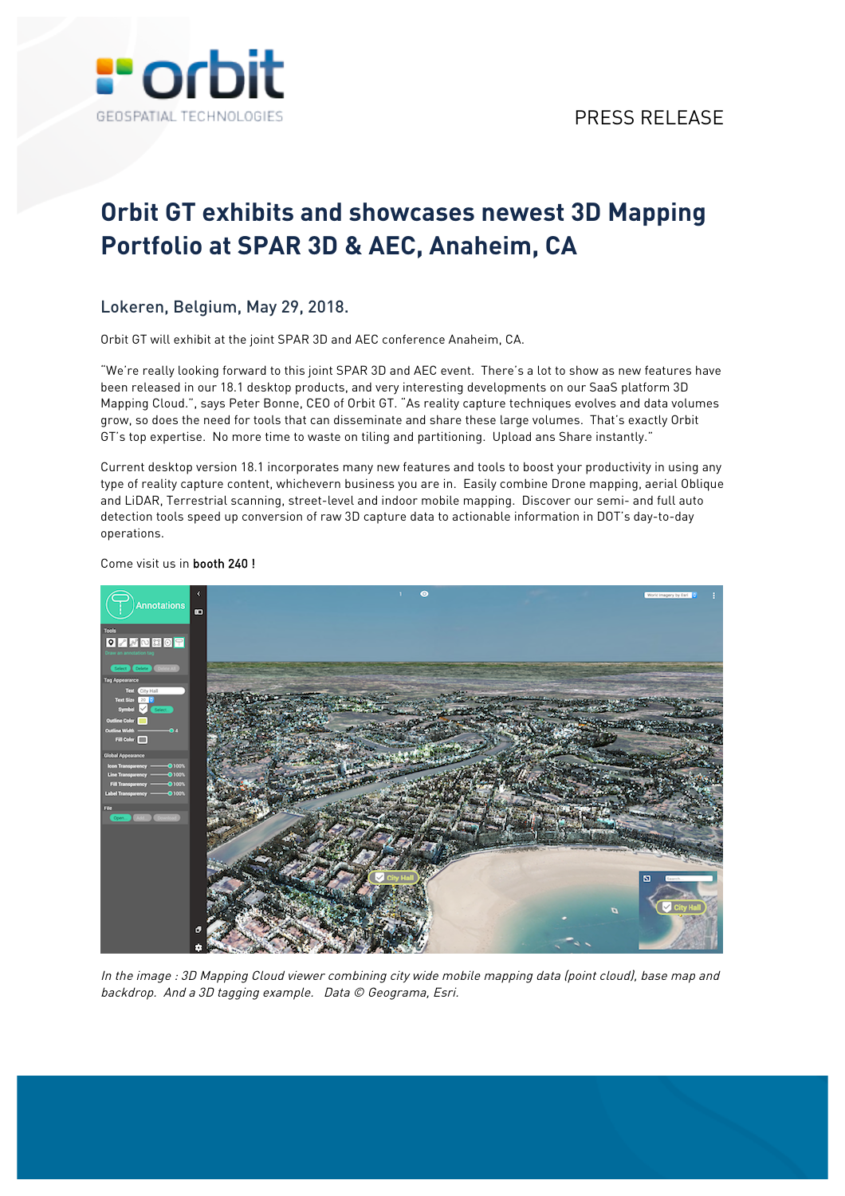PRESS RELEASE

# Orbit GT exhibits and showcases newest 3D Mapping Portfolio at SPAR 3D & AEC, Anaheim, CA

## Lokeren, Belgium, May 29, 2018.

Orbit GT will exhibit at the joint SPAR 3D and AEC conference Anaheim, CA.

"We're really looking forward to this joint SPAR 3D and AEC event. There's a lot to show as new features have been released in our 18.1 desktop products, and very interesting developments on our SaaS platform 3D Mapping Cloud.", says Peter Bonne, CEO of Orbit GT. "As reality capture techniques evolves and data volumes grow, so does the need for tools that can disseminate and share these large volumes. That's exactly Orbit GT's top expertise. No more time to waste on tiling and partitioning. Upload ans Share instantly."

Current desktop version 18.1 incorporates many new features and tools to boost your productivity in using any type of reality capture content, whichevern business you are in. Easily combine Drone mapping, aerial Oblique and LiDAR, Terrestrial scanning, street-level and indoor mobile mapping. Discover our semi- and full auto detection tools speed up conversion of raw 3D capture data to actionable information in DOT's day-to-day operations.

Come visit us in **booth 240 !**

*In the image : 3D Mapping Cloud viewer combining city wide mobile mapping data (point cloud), base map and backdrop. And a 3D tagging example. Data © Geograma, Esri.*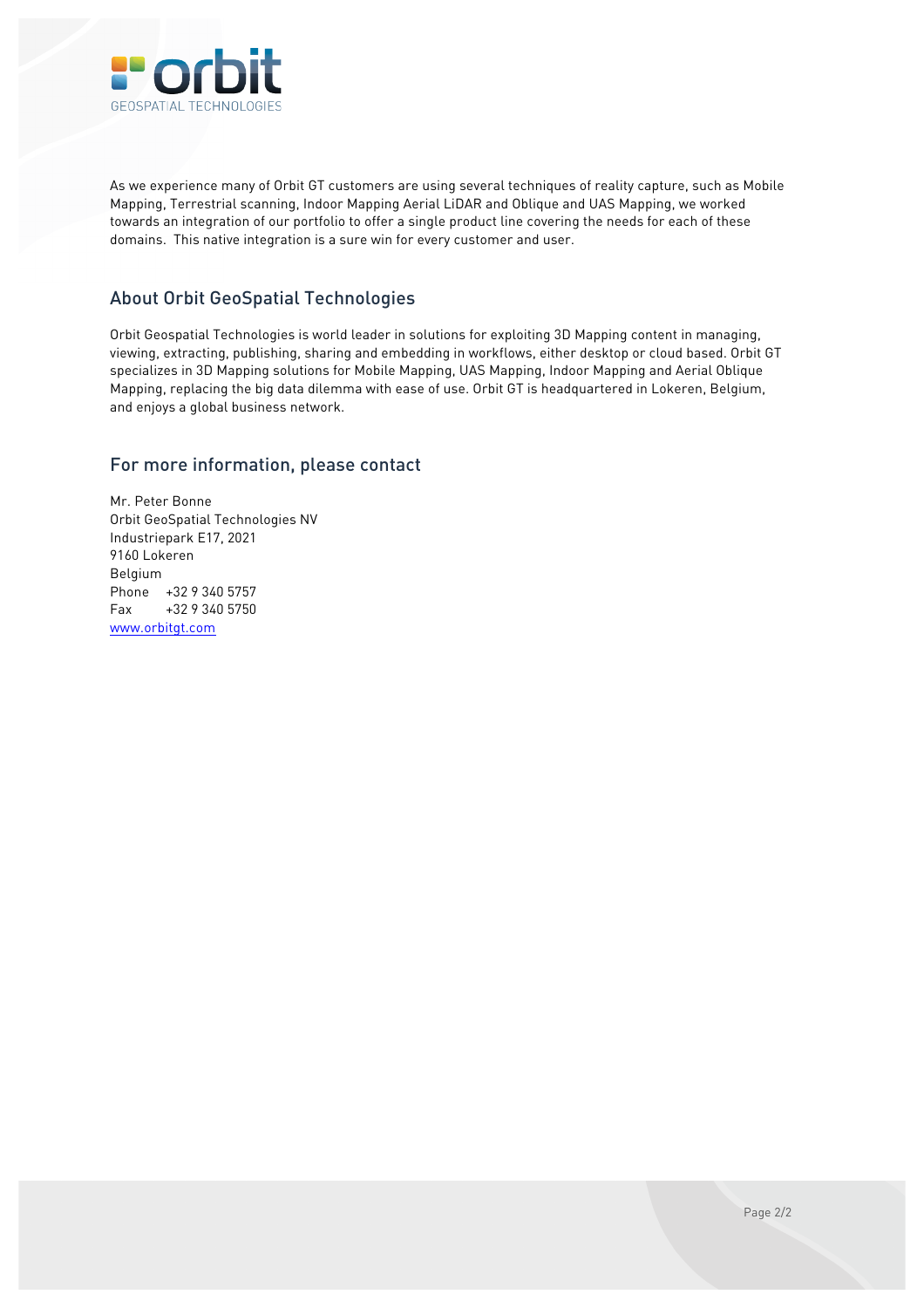As we experience many of Orbit GT customers are using several techniques of reality capture, such as Mobile Mapping, Terrestrial scanning, Indoor Mapping Aerial LiDAR and Oblique and UAS Mapping, we worked towards an integration of our portfolio to offer a single product line covering the needs for each of these domains. This native integration is a sure win for every customer and user.

## About Orbit GeoSpatial Technologies

Orbit Geospatial Technologies is world leader in solutions for exploiting 3D Mapping content in managing, viewing, extracting, publishing, sharing and embedding in workflows, either desktop or cloud based. Orbit GT specializes in 3D Mapping solutions for Mobile Mapping, UAS Mapping, Indoor Mapping and Aerial Oblique Mapping, replacing the big data dilemma with ease of use. Orbit GT is headquartered in Lokeren, Belgium, and enjoys a global business network.

## For more information, please contact

Mr. Peter Bonne
Orbit GeoSpatial Technologies NV
Industriepark E17, 2021
9160 Lokeren
Belgium
Phone +32 9 340 5757
Fax +32 9 340 5750
www.orbitgt.com